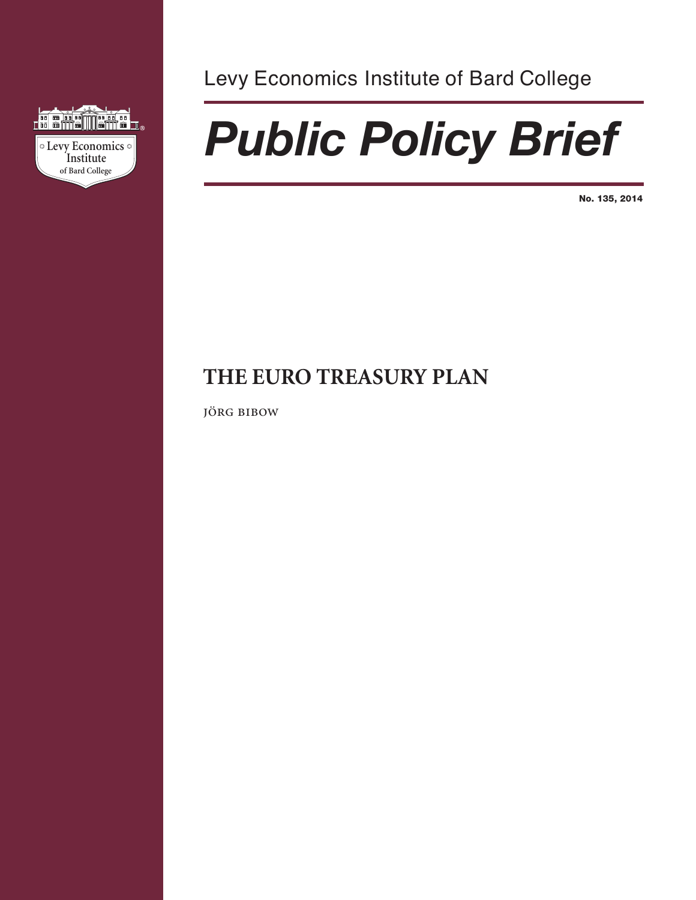Levy Economics Institute of Bard College

# *Public Policy Brief*

**No. 135, 2014**

## THE EURO TREASURY PLAN

JÖRG BIBOW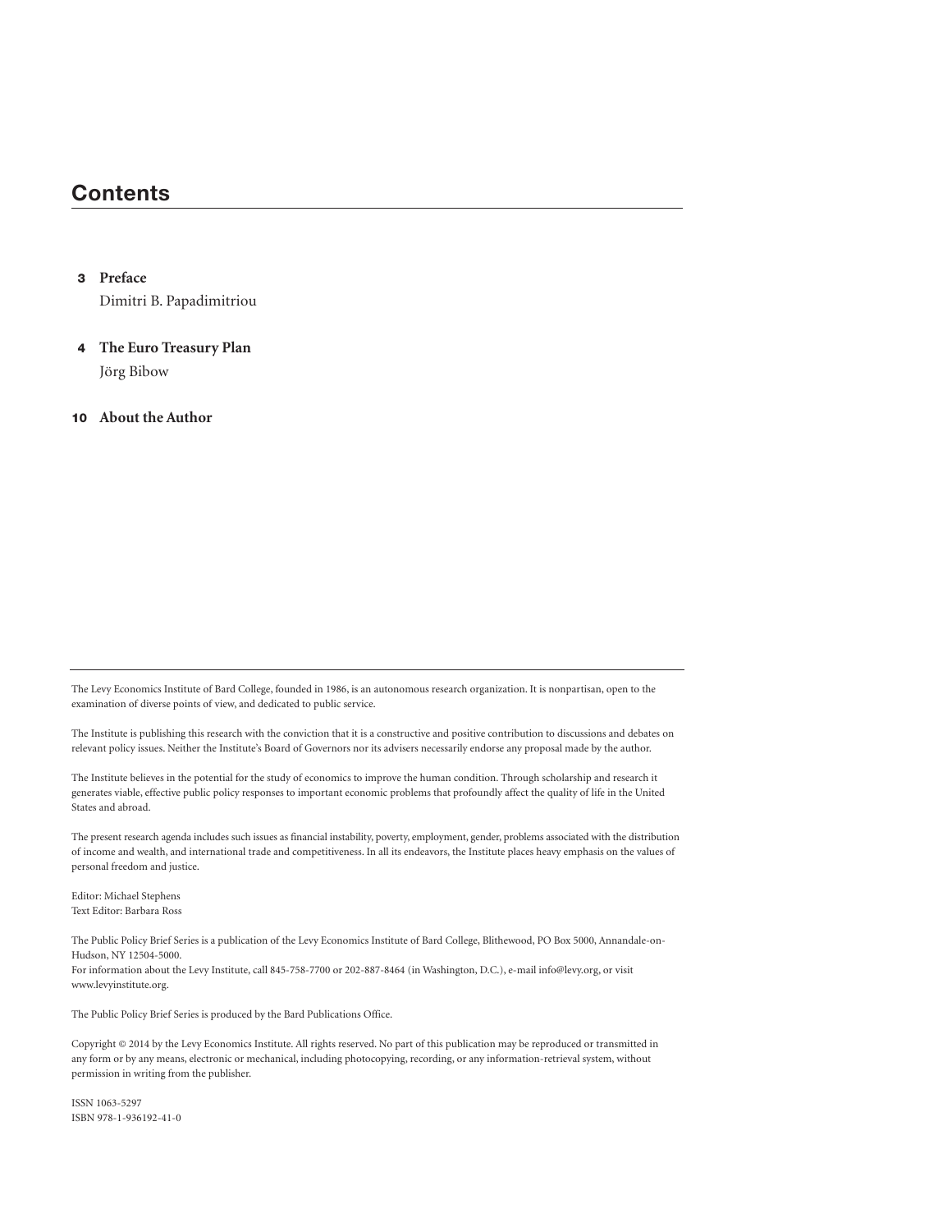## Contents

**3 Preface**
Dimitri B. Papadimitriou

**4 The Euro Treasury Plan**
Jörg Bibow

**10 About the Author**

---

The Levy Economics Institute of Bard College, founded in 1986, is an autonomous research organization. It is nonpartisan, open to the examination of diverse points of view, and dedicated to public service.

The Institute is publishing this research with the conviction that it is a constructive and positive contribution to discussions and debates on relevant policy issues. Neither the Institute's Board of Governors nor its advisers necessarily endorse any proposal made by the author.

The Institute believes in the potential for the study of economics to improve the human condition. Through scholarship and research it generates viable, effective public policy responses to important economic problems that profoundly affect the quality of life in the United States and abroad.

The present research agenda includes such issues as financial instability, poverty, employment, gender, problems associated with the distribution of income and wealth, and international trade and competitiveness. In all its endeavors, the Institute places heavy emphasis on the values of personal freedom and justice.

Editor: Michael Stephens
Text Editor: Barbara Ross

The Public Policy Brief Series is a publication of the Levy Economics Institute of Bard College, Blithewood, PO Box 5000, Annandale-on-Hudson, NY 12504-5000.
For information about the Levy Institute, call 845-758-7700 or 202-887-8464 (in Washington, D.C.), e-mail info@levy.org, or visit www.levyinstitute.org.

The Public Policy Brief Series is produced by the Bard Publications Office.

Copyright © 2014 by the Levy Economics Institute. All rights reserved. No part of this publication may be reproduced or transmitted in any form or by any means, electronic or mechanical, including photocopying, recording, or any information-retrieval system, without permission in writing from the publisher.

ISSN 1063-5297
ISBN 978-1-936192-41-0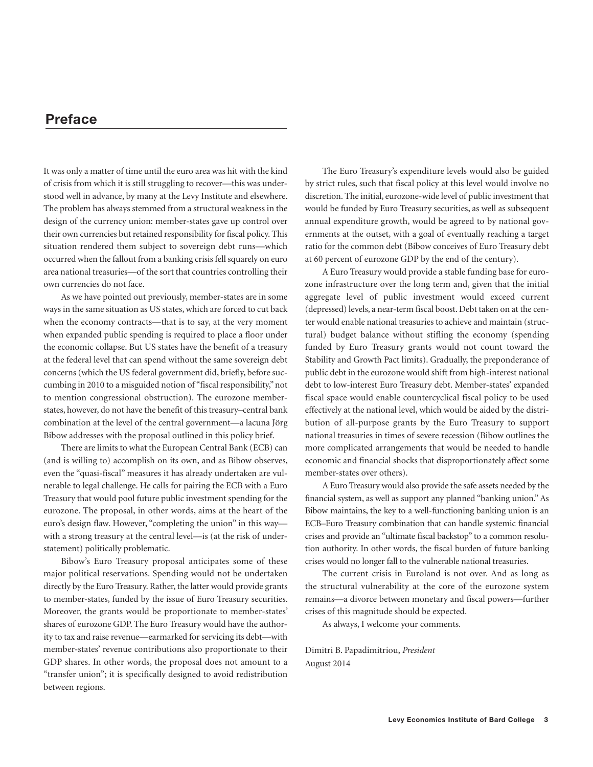## Preface

It was only a matter of time until the euro area was hit with the kind of crisis from which it is still struggling to recover—this was understood well in advance, by many at the Levy Institute and elsewhere. The problem has always stemmed from a structural weakness in the design of the currency union: member-states gave up control over their own currencies but retained responsibility for fiscal policy. This situation rendered them subject to sovereign debt runs—which occurred when the fallout from a banking crisis fell squarely on euro area national treasuries—of the sort that countries controlling their own currencies do not face.

As we have pointed out previously, member-states are in some ways in the same situation as US states, which are forced to cut back when the economy contracts—that is to say, at the very moment when expanded public spending is required to place a floor under the economic collapse. But US states have the benefit of a treasury at the federal level that can spend without the same sovereign debt concerns (which the US federal government did, briefly, before succumbing in 2010 to a misguided notion of "fiscal responsibility," not to mention congressional obstruction). The eurozone member-states, however, do not have the benefit of this treasury–central bank combination at the level of the central government—a lacuna Jörg Bibow addresses with the proposal outlined in this policy brief.

There are limits to what the European Central Bank (ECB) can (and is willing to) accomplish on its own, and as Bibow observes, even the "quasi-fiscal" measures it has already undertaken are vulnerable to legal challenge. He calls for pairing the ECB with a Euro Treasury that would pool future public investment spending for the eurozone. The proposal, in other words, aims at the heart of the euro's design flaw. However, "completing the union" in this way—with a strong treasury at the central level—is (at the risk of understatement) politically problematic.

Bibow's Euro Treasury proposal anticipates some of these major political reservations. Spending would not be undertaken directly by the Euro Treasury. Rather, the latter would provide grants to member-states, funded by the issue of Euro Treasury securities. Moreover, the grants would be proportionate to member-states' shares of eurozone GDP. The Euro Treasury would have the authority to tax and raise revenue—earmarked for servicing its debt—with member-states' revenue contributions also proportionate to their GDP shares. In other words, the proposal does not amount to a "transfer union"; it is specifically designed to avoid redistribution between regions.

The Euro Treasury's expenditure levels would also be guided by strict rules, such that fiscal policy at this level would involve no discretion. The initial, eurozone-wide level of public investment that would be funded by Euro Treasury securities, as well as subsequent annual expenditure growth, would be agreed to by national governments at the outset, with a goal of eventually reaching a target ratio for the common debt (Bibow conceives of Euro Treasury debt at 60 percent of eurozone GDP by the end of the century).

A Euro Treasury would provide a stable funding base for eurozone infrastructure over the long term and, given that the initial aggregate level of public investment would exceed current (depressed) levels, a near-term fiscal boost. Debt taken on at the center would enable national treasuries to achieve and maintain (structural) budget balance without stifling the economy (spending funded by Euro Treasury grants would not count toward the Stability and Growth Pact limits). Gradually, the preponderance of public debt in the eurozone would shift from high-interest national debt to low-interest Euro Treasury debt. Member-states' expanded fiscal space would enable countercyclical fiscal policy to be used effectively at the national level, which would be aided by the distribution of all-purpose grants by the Euro Treasury to support national treasuries in times of severe recession (Bibow outlines the more complicated arrangements that would be needed to handle economic and financial shocks that disproportionately affect some member-states over others).

A Euro Treasury would also provide the safe assets needed by the financial system, as well as support any planned "banking union." As Bibow maintains, the key to a well-functioning banking union is an ECB–Euro Treasury combination that can handle systemic financial crises and provide an "ultimate fiscal backstop" to a common resolution authority. In other words, the fiscal burden of future banking crises would no longer fall to the vulnerable national treasuries.

The current crisis in Euroland is not over. And as long as the structural vulnerability at the core of the eurozone system remains—a divorce between monetary and fiscal powers—further crises of this magnitude should be expected.

As always, I welcome your comments.

Dimitri B. Papadimitriou, *President*
August 2014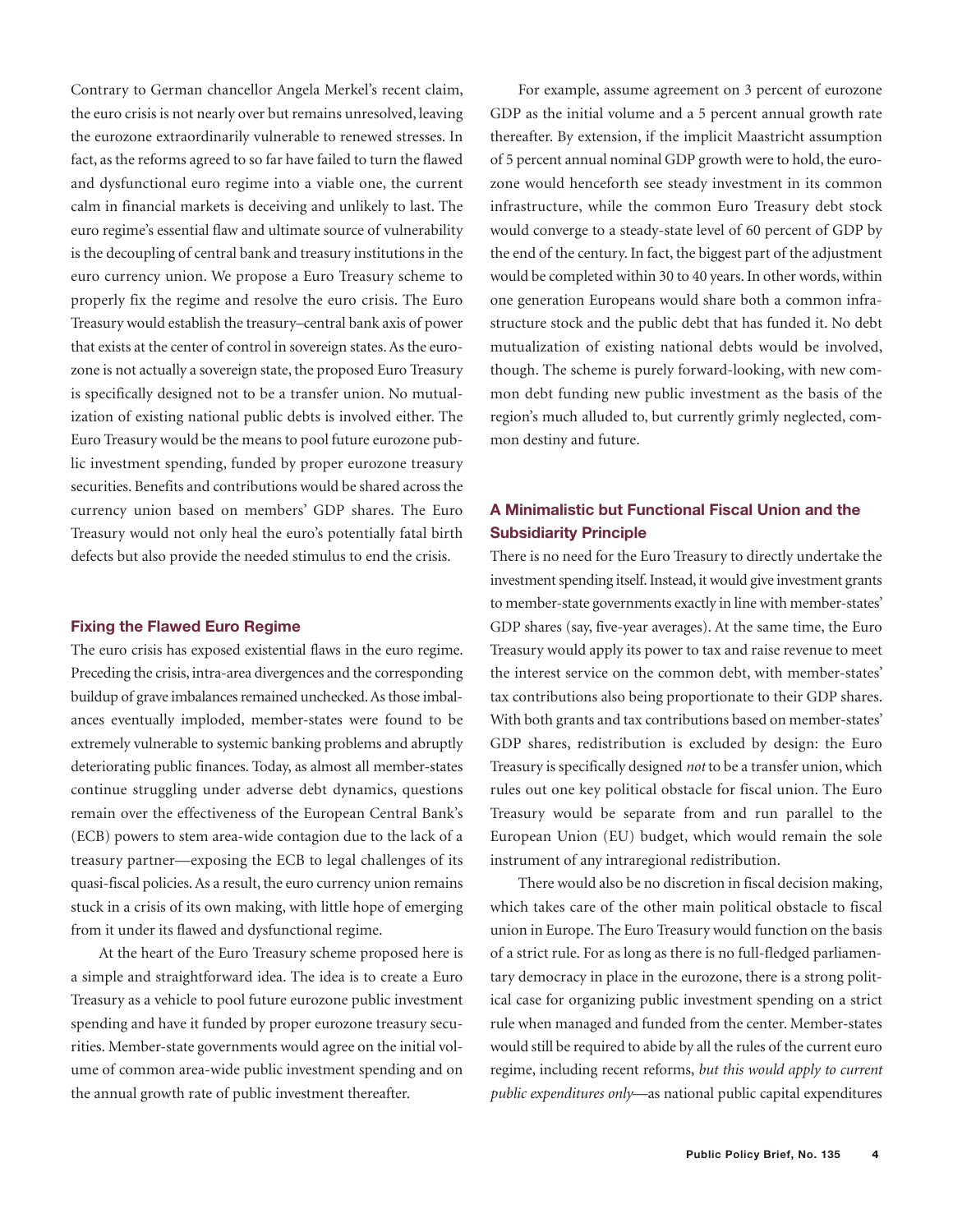Contrary to German chancellor Angela Merkel's recent claim, the euro crisis is not nearly over but remains unresolved, leaving the eurozone extraordinarily vulnerable to renewed stresses. In fact, as the reforms agreed to so far have failed to turn the flawed and dysfunctional euro regime into a viable one, the current calm in financial markets is deceiving and unlikely to last. The euro regime's essential flaw and ultimate source of vulnerability is the decoupling of central bank and treasury institutions in the euro currency union. We propose a Euro Treasury scheme to properly fix the regime and resolve the euro crisis. The Euro Treasury would establish the treasury–central bank axis of power that exists at the center of control in sovereign states. As the eurozone is not actually a sovereign state, the proposed Euro Treasury is specifically designed not to be a transfer union. No mutualization of existing national public debts is involved either. The Euro Treasury would be the means to pool future eurozone public investment spending, funded by proper eurozone treasury securities. Benefits and contributions would be shared across the currency union based on members' GDP shares. The Euro Treasury would not only heal the euro's potentially fatal birth defects but also provide the needed stimulus to end the crisis.

### Fixing the Flawed Euro Regime

The euro crisis has exposed existential flaws in the euro regime. Preceding the crisis, intra-area divergences and the corresponding buildup of grave imbalances remained unchecked. As those imbalances eventually imploded, member-states were found to be extremely vulnerable to systemic banking problems and abruptly deteriorating public finances. Today, as almost all member-states continue struggling under adverse debt dynamics, questions remain over the effectiveness of the European Central Bank's (ECB) powers to stem area-wide contagion due to the lack of a treasury partner—exposing the ECB to legal challenges of its quasi-fiscal policies. As a result, the euro currency union remains stuck in a crisis of its own making, with little hope of emerging from it under its flawed and dysfunctional regime.

At the heart of the Euro Treasury scheme proposed here is a simple and straightforward idea. The idea is to create a Euro Treasury as a vehicle to pool future eurozone public investment spending and have it funded by proper eurozone treasury securities. Member-state governments would agree on the initial volume of common area-wide public investment spending and on the annual growth rate of public investment thereafter.

For example, assume agreement on 3 percent of eurozone GDP as the initial volume and a 5 percent annual growth rate thereafter. By extension, if the implicit Maastricht assumption of 5 percent annual nominal GDP growth were to hold, the eurozone would henceforth see steady investment in its common infrastructure, while the common Euro Treasury debt stock would converge to a steady-state level of 60 percent of GDP by the end of the century. In fact, the biggest part of the adjustment would be completed within 30 to 40 years. In other words, within one generation Europeans would share both a common infrastructure stock and the public debt that has funded it. No debt mutualization of existing national debts would be involved, though. The scheme is purely forward-looking, with new common debt funding new public investment as the basis of the region's much alluded to, but currently grimly neglected, common destiny and future.

### A Minimalistic but Functional Fiscal Union and the Subsidiarity Principle

There is no need for the Euro Treasury to directly undertake the investment spending itself. Instead, it would give investment grants to member-state governments exactly in line with member-states' GDP shares (say, five-year averages). At the same time, the Euro Treasury would apply its power to tax and raise revenue to meet the interest service on the common debt, with member-states' tax contributions also being proportionate to their GDP shares. With both grants and tax contributions based on member-states' GDP shares, redistribution is excluded by design: the Euro Treasury is specifically designed *not* to be a transfer union, which rules out one key political obstacle for fiscal union. The Euro Treasury would be separate from and run parallel to the European Union (EU) budget, which would remain the sole instrument of any intraregional redistribution.

There would also be no discretion in fiscal decision making, which takes care of the other main political obstacle to fiscal union in Europe. The Euro Treasury would function on the basis of a strict rule. For as long as there is no full-fledged parliamentary democracy in place in the eurozone, there is a strong political case for organizing public investment spending on a strict rule when managed and funded from the center. Member-states would still be required to abide by all the rules of the current euro regime, including recent reforms, *but this would apply to current public expenditures only*—as national public capital expenditures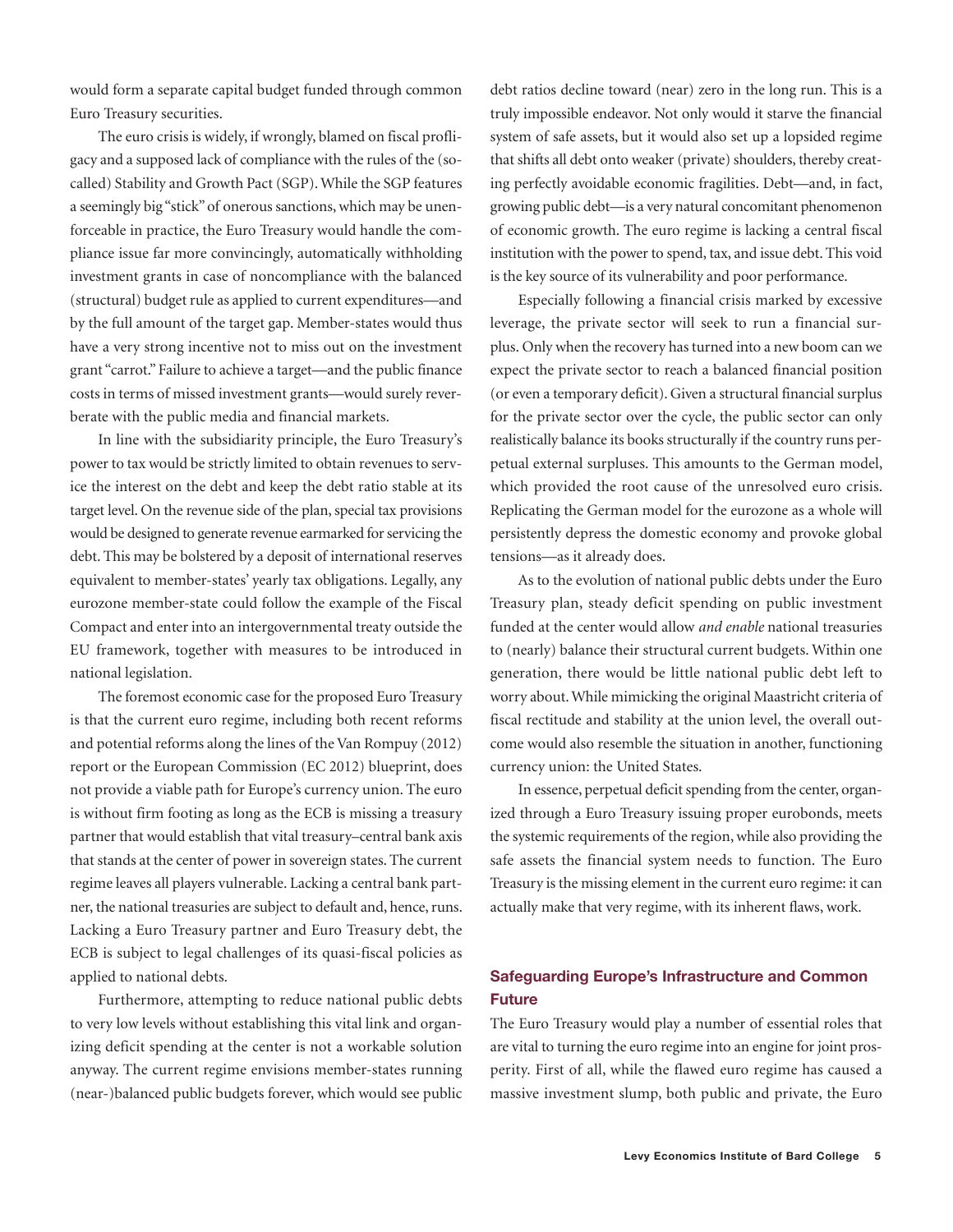would form a separate capital budget funded through common Euro Treasury securities.

The euro crisis is widely, if wrongly, blamed on fiscal profligacy and a supposed lack of compliance with the rules of the (so-called) Stability and Growth Pact (SGP). While the SGP features a seemingly big "stick" of onerous sanctions, which may be unenforceable in practice, the Euro Treasury would handle the compliance issue far more convincingly, automatically withholding investment grants in case of noncompliance with the balanced (structural) budget rule as applied to current expenditures—and by the full amount of the target gap. Member-states would thus have a very strong incentive not to miss out on the investment grant "carrot." Failure to achieve a target—and the public finance costs in terms of missed investment grants—would surely reverberate with the public media and financial markets.

In line with the subsidiarity principle, the Euro Treasury's power to tax would be strictly limited to obtain revenues to service the interest on the debt and keep the debt ratio stable at its target level. On the revenue side of the plan, special tax provisions would be designed to generate revenue earmarked for servicing the debt. This may be bolstered by a deposit of international reserves equivalent to member-states' yearly tax obligations. Legally, any eurozone member-state could follow the example of the Fiscal Compact and enter into an intergovernmental treaty outside the EU framework, together with measures to be introduced in national legislation.

The foremost economic case for the proposed Euro Treasury is that the current euro regime, including both recent reforms and potential reforms along the lines of the Van Rompuy (2012) report or the European Commission (EC 2012) blueprint, does not provide a viable path for Europe's currency union. The euro is without firm footing as long as the ECB is missing a treasury partner that would establish that vital treasury–central bank axis that stands at the center of power in sovereign states. The current regime leaves all players vulnerable. Lacking a central bank partner, the national treasuries are subject to default and, hence, runs. Lacking a Euro Treasury partner and Euro Treasury debt, the ECB is subject to legal challenges of its quasi-fiscal policies as applied to national debts.

Furthermore, attempting to reduce national public debts to very low levels without establishing this vital link and organizing deficit spending at the center is not a workable solution anyway. The current regime envisions member-states running (near-)balanced public budgets forever, which would see public debt ratios decline toward (near) zero in the long run. This is a truly impossible endeavor. Not only would it starve the financial system of safe assets, but it would also set up a lopsided regime that shifts all debt onto weaker (private) shoulders, thereby creating perfectly avoidable economic fragilities. Debt—and, in fact, growing public debt—is a very natural concomitant phenomenon of economic growth. The euro regime is lacking a central fiscal institution with the power to spend, tax, and issue debt. This void is the key source of its vulnerability and poor performance.

Especially following a financial crisis marked by excessive leverage, the private sector will seek to run a financial surplus. Only when the recovery has turned into a new boom can we expect the private sector to reach a balanced financial position (or even a temporary deficit). Given a structural financial surplus for the private sector over the cycle, the public sector can only realistically balance its books structurally if the country runs perpetual external surpluses. This amounts to the German model, which provided the root cause of the unresolved euro crisis. Replicating the German model for the eurozone as a whole will persistently depress the domestic economy and provoke global tensions—as it already does.

As to the evolution of national public debts under the Euro Treasury plan, steady deficit spending on public investment funded at the center would allow *and enable* national treasuries to (nearly) balance their structural current budgets. Within one generation, there would be little national public debt left to worry about. While mimicking the original Maastricht criteria of fiscal rectitude and stability at the union level, the overall outcome would also resemble the situation in another, functioning currency union: the United States.

In essence, perpetual deficit spending from the center, organized through a Euro Treasury issuing proper eurobonds, meets the systemic requirements of the region, while also providing the safe assets the financial system needs to function. The Euro Treasury is the missing element in the current euro regime: it can actually make that very regime, with its inherent flaws, work.

## Safeguarding Europe's Infrastructure and Common Future

The Euro Treasury would play a number of essential roles that are vital to turning the euro regime into an engine for joint prosperity. First of all, while the flawed euro regime has caused a massive investment slump, both public and private, the Euro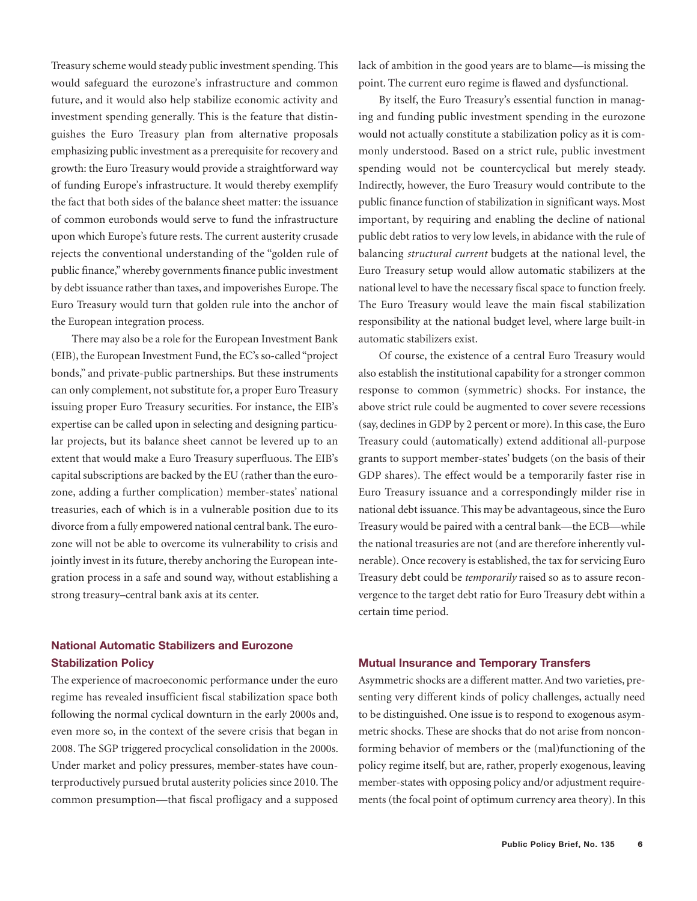Treasury scheme would steady public investment spending. This would safeguard the eurozone's infrastructure and common future, and it would also help stabilize economic activity and investment spending generally. This is the feature that distinguishes the Euro Treasury plan from alternative proposals emphasizing public investment as a prerequisite for recovery and growth: the Euro Treasury would provide a straightforward way of funding Europe's infrastructure. It would thereby exemplify the fact that both sides of the balance sheet matter: the issuance of common eurobonds would serve to fund the infrastructure upon which Europe's future rests. The current austerity crusade rejects the conventional understanding of the "golden rule of public finance," whereby governments finance public investment by debt issuance rather than taxes, and impoverishes Europe. The Euro Treasury would turn that golden rule into the anchor of the European integration process.

There may also be a role for the European Investment Bank (EIB), the European Investment Fund, the EC's so-called "project bonds," and private-public partnerships. But these instruments can only complement, not substitute for, a proper Euro Treasury issuing proper Euro Treasury securities. For instance, the EIB's expertise can be called upon in selecting and designing particular projects, but its balance sheet cannot be levered up to an extent that would make a Euro Treasury superfluous. The EIB's capital subscriptions are backed by the EU (rather than the eurozone, adding a further complication) member-states' national treasuries, each of which is in a vulnerable position due to its divorce from a fully empowered national central bank. The eurozone will not be able to overcome its vulnerability to crisis and jointly invest in its future, thereby anchoring the European integration process in a safe and sound way, without establishing a strong treasury–central bank axis at its center.

## National Automatic Stabilizers and Eurozone Stabilization Policy

The experience of macroeconomic performance under the euro regime has revealed insufficient fiscal stabilization space both following the normal cyclical downturn in the early 2000s and, even more so, in the context of the severe crisis that began in 2008. The SGP triggered procyclical consolidation in the 2000s. Under market and policy pressures, member-states have counterproductively pursued brutal austerity policies since 2010. The common presumption—that fiscal profligacy and a supposed lack of ambition in the good years are to blame—is missing the point. The current euro regime is flawed and dysfunctional.

By itself, the Euro Treasury's essential function in managing and funding public investment spending in the eurozone would not actually constitute a stabilization policy as it is commonly understood. Based on a strict rule, public investment spending would not be countercyclical but merely steady. Indirectly, however, the Euro Treasury would contribute to the public finance function of stabilization in significant ways. Most important, by requiring and enabling the decline of national public debt ratios to very low levels, in abidance with the rule of balancing *structural current* budgets at the national level, the Euro Treasury setup would allow automatic stabilizers at the national level to have the necessary fiscal space to function freely. The Euro Treasury would leave the main fiscal stabilization responsibility at the national budget level, where large built-in automatic stabilizers exist.

Of course, the existence of a central Euro Treasury would also establish the institutional capability for a stronger common response to common (symmetric) shocks. For instance, the above strict rule could be augmented to cover severe recessions (say, declines in GDP by 2 percent or more). In this case, the Euro Treasury could (automatically) extend additional all-purpose grants to support member-states' budgets (on the basis of their GDP shares). The effect would be a temporarily faster rise in Euro Treasury issuance and a correspondingly milder rise in national debt issuance. This may be advantageous, since the Euro Treasury would be paired with a central bank—the ECB—while the national treasuries are not (and are therefore inherently vulnerable). Once recovery is established, the tax for servicing Euro Treasury debt could be *temporarily* raised so as to assure reconvergence to the target debt ratio for Euro Treasury debt within a certain time period.

## Mutual Insurance and Temporary Transfers

Asymmetric shocks are a different matter. And two varieties, presenting very different kinds of policy challenges, actually need to be distinguished. One issue is to respond to exogenous asymmetric shocks. These are shocks that do not arise from nonconforming behavior of members or the (mal)functioning of the policy regime itself, but are, rather, properly exogenous, leaving member-states with opposing policy and/or adjustment requirements (the focal point of optimum currency area theory). In this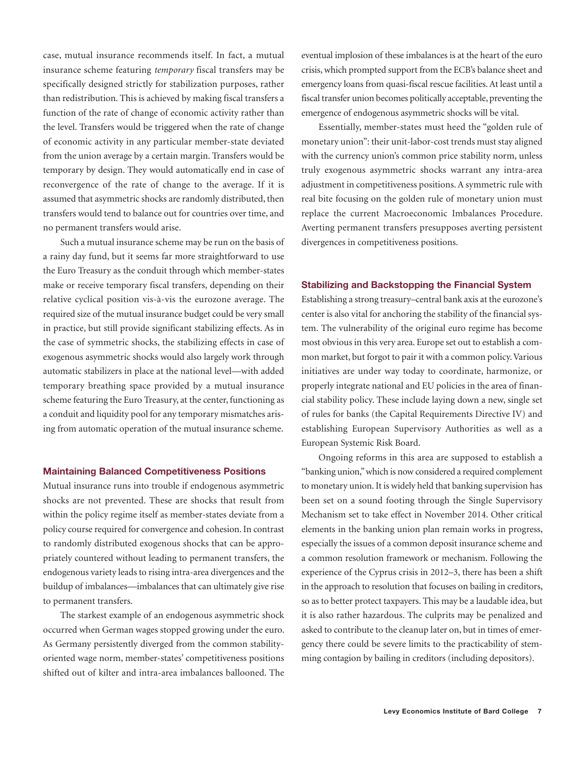case, mutual insurance recommends itself. In fact, a mutual insurance scheme featuring *temporary* fiscal transfers may be specifically designed strictly for stabilization purposes, rather than redistribution. This is achieved by making fiscal transfers a function of the rate of change of economic activity rather than the level. Transfers would be triggered when the rate of change of economic activity in any particular member-state deviated from the union average by a certain margin. Transfers would be temporary by design. They would automatically end in case of reconvergence of the rate of change to the average. If it is assumed that asymmetric shocks are randomly distributed, then transfers would tend to balance out for countries over time, and no permanent transfers would arise.

Such a mutual insurance scheme may be run on the basis of a rainy day fund, but it seems far more straightforward to use the Euro Treasury as the conduit through which member-states make or receive temporary fiscal transfers, depending on their relative cyclical position vis-à-vis the eurozone average. The required size of the mutual insurance budget could be very small in practice, but still provide significant stabilizing effects. As in the case of symmetric shocks, the stabilizing effects in case of exogenous asymmetric shocks would also largely work through automatic stabilizers in place at the national level—with added temporary breathing space provided by a mutual insurance scheme featuring the Euro Treasury, at the center, functioning as a conduit and liquidity pool for any temporary mismatches arising from automatic operation of the mutual insurance scheme.

### Maintaining Balanced Competitiveness Positions

Mutual insurance runs into trouble if endogenous asymmetric shocks are not prevented. These are shocks that result from within the policy regime itself as member-states deviate from a policy course required for convergence and cohesion. In contrast to randomly distributed exogenous shocks that can be appropriately countered without leading to permanent transfers, the endogenous variety leads to rising intra-area divergences and the buildup of imbalances—imbalances that can ultimately give rise to permanent transfers.

The starkest example of an endogenous asymmetric shock occurred when German wages stopped growing under the euro. As Germany persistently diverged from the common stability-oriented wage norm, member-states' competitiveness positions shifted out of kilter and intra-area imbalances ballooned. The eventual implosion of these imbalances is at the heart of the euro crisis, which prompted support from the ECB's balance sheet and emergency loans from quasi-fiscal rescue facilities. At least until a fiscal transfer union becomes politically acceptable, preventing the emergence of endogenous asymmetric shocks will be vital.

Essentially, member-states must heed the "golden rule of monetary union": their unit-labor-cost trends must stay aligned with the currency union's common price stability norm, unless truly exogenous asymmetric shocks warrant any intra-area adjustment in competitiveness positions. A symmetric rule with real bite focusing on the golden rule of monetary union must replace the current Macroeconomic Imbalances Procedure. Averting permanent transfers presupposes averting persistent divergences in competitiveness positions.

### Stabilizing and Backstopping the Financial System

Establishing a strong treasury–central bank axis at the eurozone's center is also vital for anchoring the stability of the financial system. The vulnerability of the original euro regime has become most obvious in this very area. Europe set out to establish a common market, but forgot to pair it with a common policy. Various initiatives are under way today to coordinate, harmonize, or properly integrate national and EU policies in the area of financial stability policy. These include laying down a new, single set of rules for banks (the Capital Requirements Directive IV) and establishing European Supervisory Authorities as well as a European Systemic Risk Board.

Ongoing reforms in this area are supposed to establish a "banking union," which is now considered a required complement to monetary union. It is widely held that banking supervision has been set on a sound footing through the Single Supervisory Mechanism set to take effect in November 2014. Other critical elements in the banking union plan remain works in progress, especially the issues of a common deposit insurance scheme and a common resolution framework or mechanism. Following the experience of the Cyprus crisis in 2012–3, there has been a shift in the approach to resolution that focuses on bailing in creditors, so as to better protect taxpayers. This may be a laudable idea, but it is also rather hazardous. The culprits may be penalized and asked to contribute to the cleanup later on, but in times of emergency there could be severe limits to the practicability of stemming contagion by bailing in creditors (including depositors).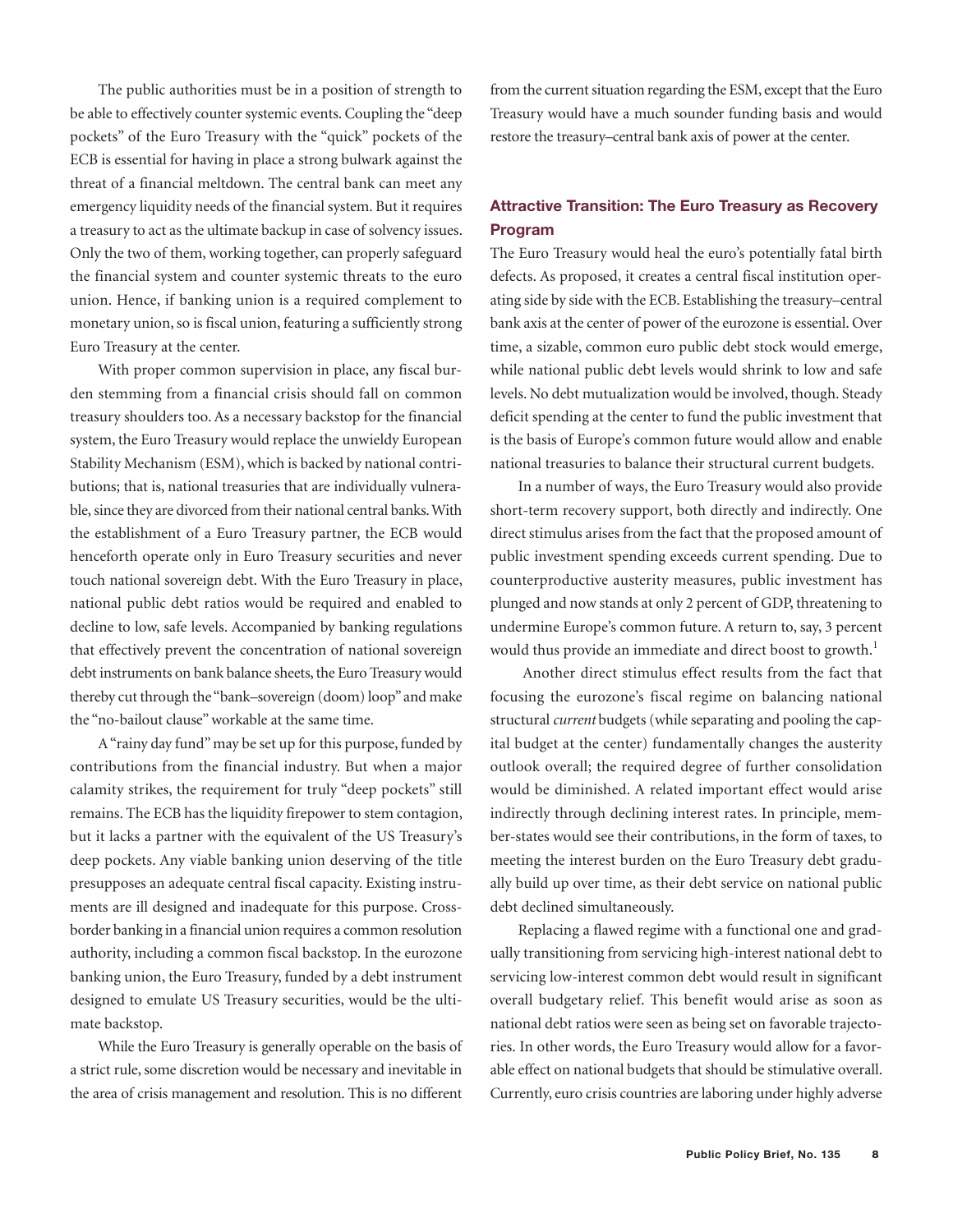The public authorities must be in a position of strength to be able to effectively counter systemic events. Coupling the "deep pockets" of the Euro Treasury with the "quick" pockets of the ECB is essential for having in place a strong bulwark against the threat of a financial meltdown. The central bank can meet any emergency liquidity needs of the financial system. But it requires a treasury to act as the ultimate backup in case of solvency issues. Only the two of them, working together, can properly safeguard the financial system and counter systemic threats to the euro union. Hence, if banking union is a required complement to monetary union, so is fiscal union, featuring a sufficiently strong Euro Treasury at the center.

With proper common supervision in place, any fiscal burden stemming from a financial crisis should fall on common treasury shoulders too. As a necessary backstop for the financial system, the Euro Treasury would replace the unwieldy European Stability Mechanism (ESM), which is backed by national contributions; that is, national treasuries that are individually vulnerable, since they are divorced from their national central banks. With the establishment of a Euro Treasury partner, the ECB would henceforth operate only in Euro Treasury securities and never touch national sovereign debt. With the Euro Treasury in place, national public debt ratios would be required and enabled to decline to low, safe levels. Accompanied by banking regulations that effectively prevent the concentration of national sovereign debt instruments on bank balance sheets, the Euro Treasury would thereby cut through the "bank–sovereign (doom) loop" and make the "no-bailout clause" workable at the same time.

A "rainy day fund" may be set up for this purpose, funded by contributions from the financial industry. But when a major calamity strikes, the requirement for truly "deep pockets" still remains. The ECB has the liquidity firepower to stem contagion, but it lacks a partner with the equivalent of the US Treasury's deep pockets. Any viable banking union deserving of the title presupposes an adequate central fiscal capacity. Existing instruments are ill designed and inadequate for this purpose. Cross-border banking in a financial union requires a common resolution authority, including a common fiscal backstop. In the eurozone banking union, the Euro Treasury, funded by a debt instrument designed to emulate US Treasury securities, would be the ultimate backstop.

While the Euro Treasury is generally operable on the basis of a strict rule, some discretion would be necessary and inevitable in the area of crisis management and resolution. This is no different from the current situation regarding the ESM, except that the Euro Treasury would have a much sounder funding basis and would restore the treasury–central bank axis of power at the center.

## Attractive Transition: The Euro Treasury as Recovery Program

The Euro Treasury would heal the euro's potentially fatal birth defects. As proposed, it creates a central fiscal institution operating side by side with the ECB. Establishing the treasury–central bank axis at the center of power of the eurozone is essential. Over time, a sizable, common euro public debt stock would emerge, while national public debt levels would shrink to low and safe levels. No debt mutualization would be involved, though. Steady deficit spending at the center to fund the public investment that is the basis of Europe's common future would allow and enable national treasuries to balance their structural current budgets.

In a number of ways, the Euro Treasury would also provide short-term recovery support, both directly and indirectly. One direct stimulus arises from the fact that the proposed amount of public investment spending exceeds current spending. Due to counterproductive austerity measures, public investment has plunged and now stands at only 2 percent of GDP, threatening to undermine Europe's common future. A return to, say, 3 percent would thus provide an immediate and direct boost to growth.[1]

Another direct stimulus effect results from the fact that focusing the eurozone's fiscal regime on balancing national structural *current* budgets (while separating and pooling the capital budget at the center) fundamentally changes the austerity outlook overall; the required degree of further consolidation would be diminished. A related important effect would arise indirectly through declining interest rates. In principle, member-states would see their contributions, in the form of taxes, to meeting the interest burden on the Euro Treasury debt gradually build up over time, as their debt service on national public debt declined simultaneously.

Replacing a flawed regime with a functional one and gradually transitioning from servicing high-interest national debt to servicing low-interest common debt would result in significant overall budgetary relief. This benefit would arise as soon as national debt ratios were seen as being set on favorable trajectories. In other words, the Euro Treasury would allow for a favorable effect on national budgets that should be stimulative overall. Currently, euro crisis countries are laboring under highly adverse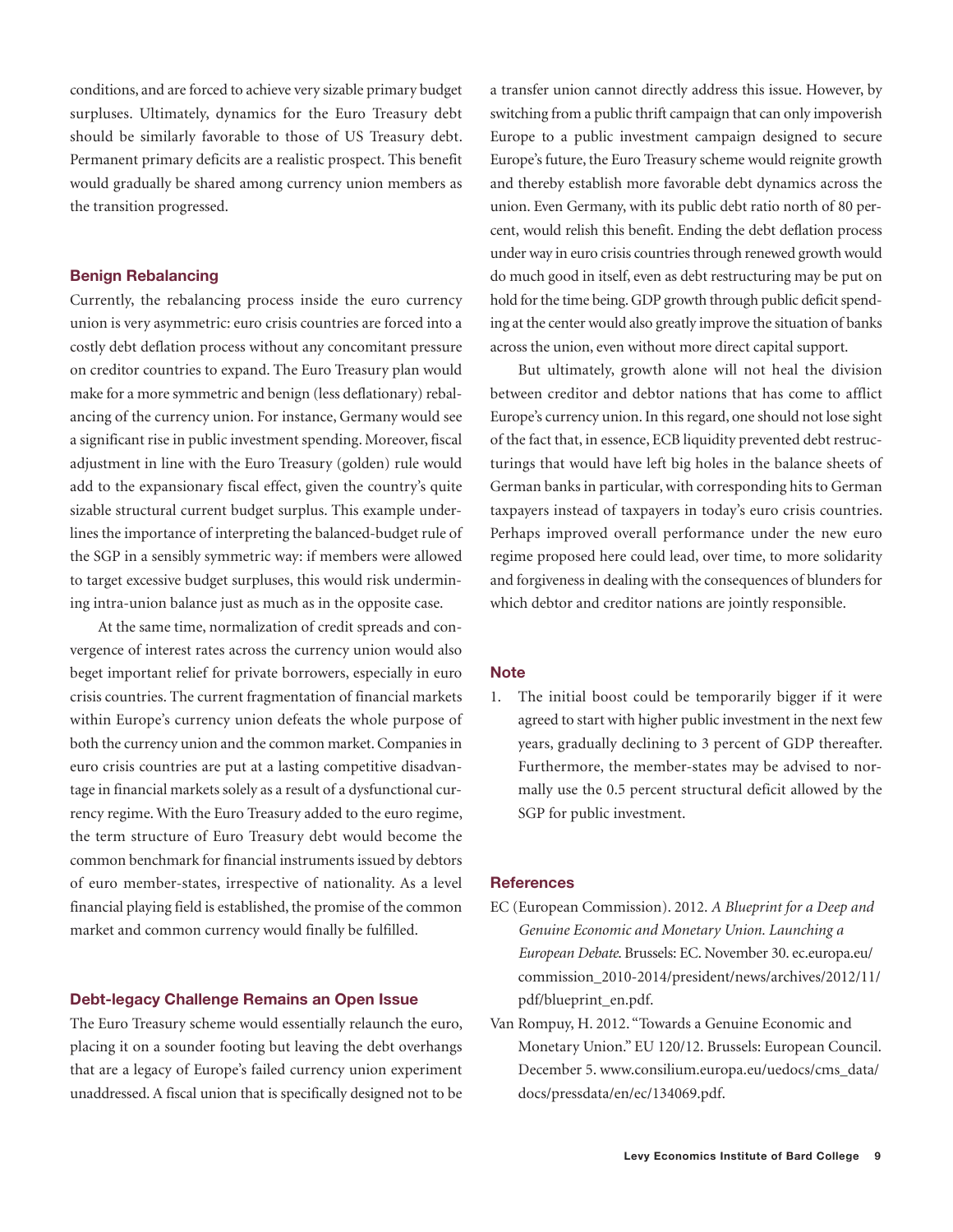conditions, and are forced to achieve very sizable primary budget surpluses. Ultimately, dynamics for the Euro Treasury debt should be similarly favorable to those of US Treasury debt. Permanent primary deficits are a realistic prospect. This benefit would gradually be shared among currency union members as the transition progressed.

### Benign Rebalancing

Currently, the rebalancing process inside the euro currency union is very asymmetric: euro crisis countries are forced into a costly debt deflation process without any concomitant pressure on creditor countries to expand. The Euro Treasury plan would make for a more symmetric and benign (less deflationary) rebalancing of the currency union. For instance, Germany would see a significant rise in public investment spending. Moreover, fiscal adjustment in line with the Euro Treasury (golden) rule would add to the expansionary fiscal effect, given the country's quite sizable structural current budget surplus. This example underlines the importance of interpreting the balanced-budget rule of the SGP in a sensibly symmetric way: if members were allowed to target excessive budget surpluses, this would risk undermining intra-union balance just as much as in the opposite case.

At the same time, normalization of credit spreads and convergence of interest rates across the currency union would also beget important relief for private borrowers, especially in euro crisis countries. The current fragmentation of financial markets within Europe's currency union defeats the whole purpose of both the currency union and the common market. Companies in euro crisis countries are put at a lasting competitive disadvantage in financial markets solely as a result of a dysfunctional currency regime. With the Euro Treasury added to the euro regime, the term structure of Euro Treasury debt would become the common benchmark for financial instruments issued by debtors of euro member-states, irrespective of nationality. As a level financial playing field is established, the promise of the common market and common currency would finally be fulfilled.

### Debt-legacy Challenge Remains an Open Issue

The Euro Treasury scheme would essentially relaunch the euro, placing it on a sounder footing but leaving the debt overhangs that are a legacy of Europe's failed currency union experiment unaddressed. A fiscal union that is specifically designed not to be a transfer union cannot directly address this issue. However, by switching from a public thrift campaign that can only impoverish Europe to a public investment campaign designed to secure Europe's future, the Euro Treasury scheme would reignite growth and thereby establish more favorable debt dynamics across the union. Even Germany, with its public debt ratio north of 80 percent, would relish this benefit. Ending the debt deflation process under way in euro crisis countries through renewed growth would do much good in itself, even as debt restructuring may be put on hold for the time being. GDP growth through public deficit spending at the center would also greatly improve the situation of banks across the union, even without more direct capital support.

But ultimately, growth alone will not heal the division between creditor and debtor nations that has come to afflict Europe's currency union. In this regard, one should not lose sight of the fact that, in essence, ECB liquidity prevented debt restructurings that would have left big holes in the balance sheets of German banks in particular, with corresponding hits to German taxpayers instead of taxpayers in today's euro crisis countries. Perhaps improved overall performance under the new euro regime proposed here could lead, over time, to more solidarity and forgiveness in dealing with the consequences of blunders for which debtor and creditor nations are jointly responsible.

### Note

1. The initial boost could be temporarily bigger if it were agreed to start with higher public investment in the next few years, gradually declining to 3 percent of GDP thereafter. Furthermore, the member-states may be advised to normally use the 0.5 percent structural deficit allowed by the SGP for public investment.

### References

EC (European Commission). 2012. *A Blueprint for a Deep and Genuine Economic and Monetary Union. Launching a European Debate*. Brussels: EC. November 30. ec.europa.eu/commission_2010-2014/president/news/archives/2012/11/pdf/blueprint_en.pdf.

Van Rompuy, H. 2012. "Towards a Genuine Economic and Monetary Union." EU 120/12. Brussels: European Council. December 5. www.consilium.europa.eu/uedocs/cms_data/docs/pressdata/en/ec/134069.pdf.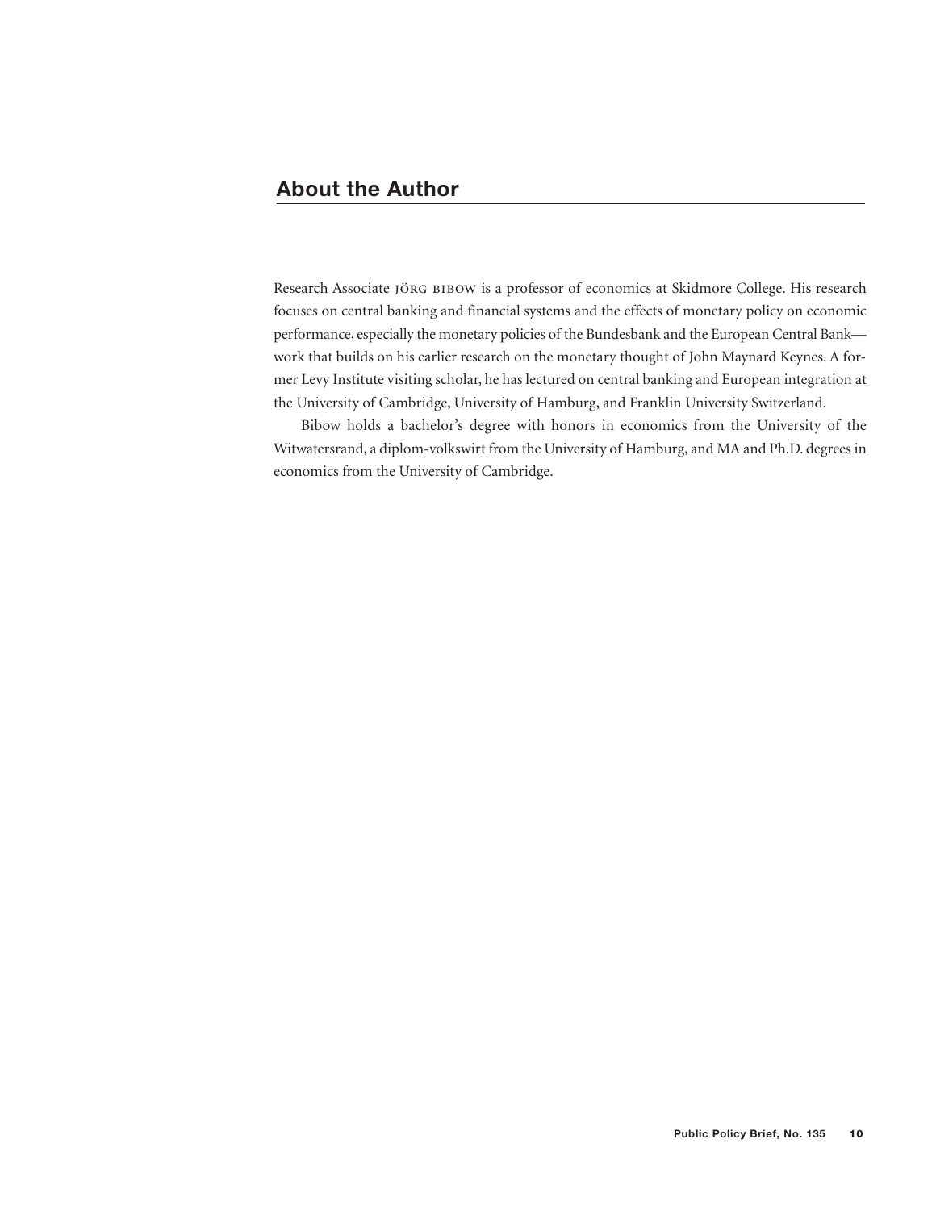## About the Author

Research Associate JÖRG BIBOW is a professor of economics at Skidmore College. His research focuses on central banking and financial systems and the effects of monetary policy on economic performance, especially the monetary policies of the Bundesbank and the European Central Bank—work that builds on his earlier research on the monetary thought of John Maynard Keynes. A former Levy Institute visiting scholar, he has lectured on central banking and European integration at the University of Cambridge, University of Hamburg, and Franklin University Switzerland.

Bibow holds a bachelor's degree with honors in economics from the University of the Witwatersrand, a diplom-volkswirt from the University of Hamburg, and MA and Ph.D. degrees in economics from the University of Cambridge.